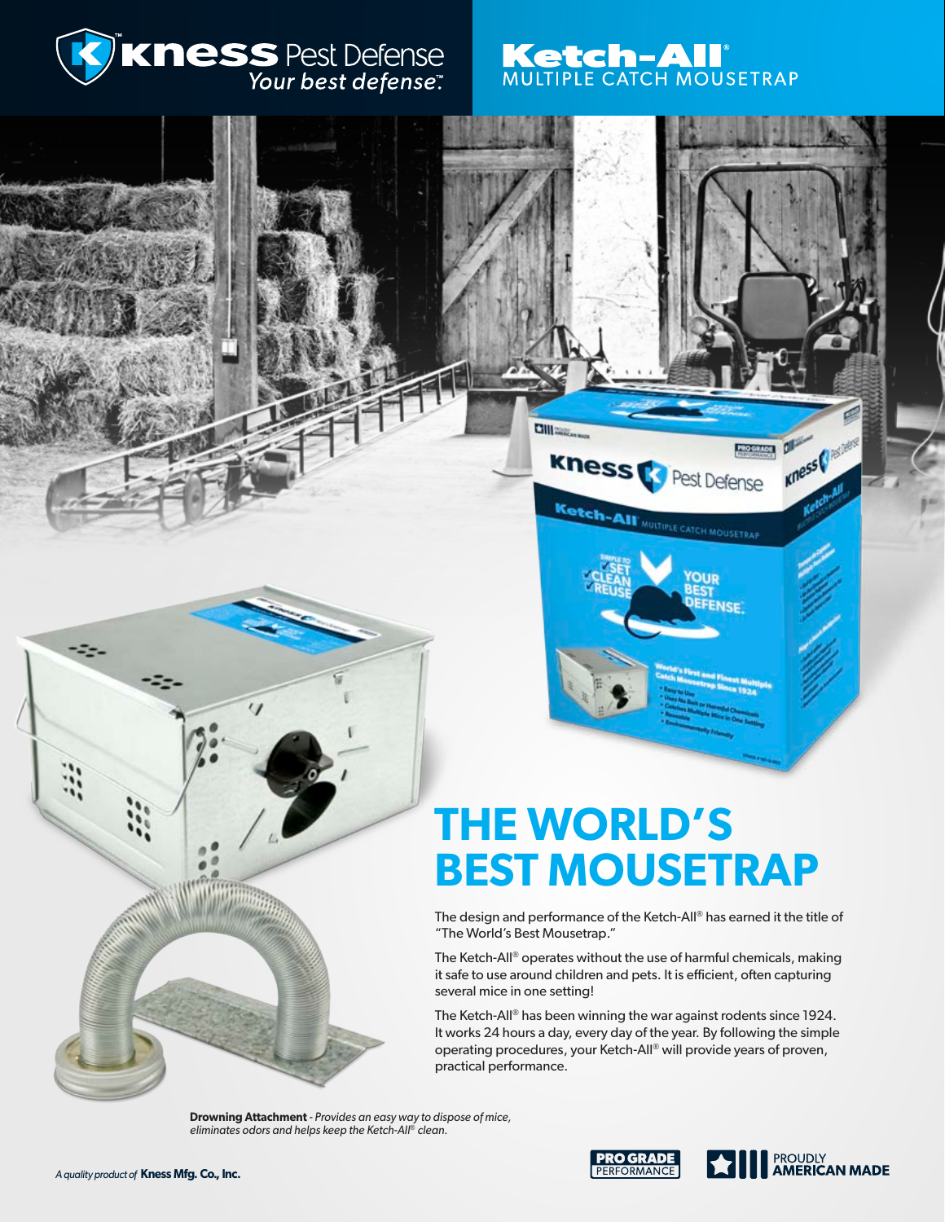Kness Pest Defense
*Your best defense.*™

**Ketch-All®**
MULTIPLE CATCH MOUSETRAP

# THE WORLD'S BEST MOUSETRAP

The design and performance of the Ketch-All® has earned it the title of "The World's Best Mousetrap."

The Ketch-All® operates without the use of harmful chemicals, making it safe to use around children and pets. It is efficient, often capturing several mice in one setting!

The Ketch-All® has been winning the war against rodents since 1924. It works 24 hours a day, every day of the year. By following the simple operating procedures, your Ketch-All® will provide years of proven, practical performance.

**Drowning Attachment** - *Provides an easy way to dispose of mice, eliminates odors and helps keep the Ketch-All® clean.*

*A quality product of* **Kness Mfg. Co., Inc.**

PRO GRADE PERFORMANCE

PROUDLY AMERICAN MADE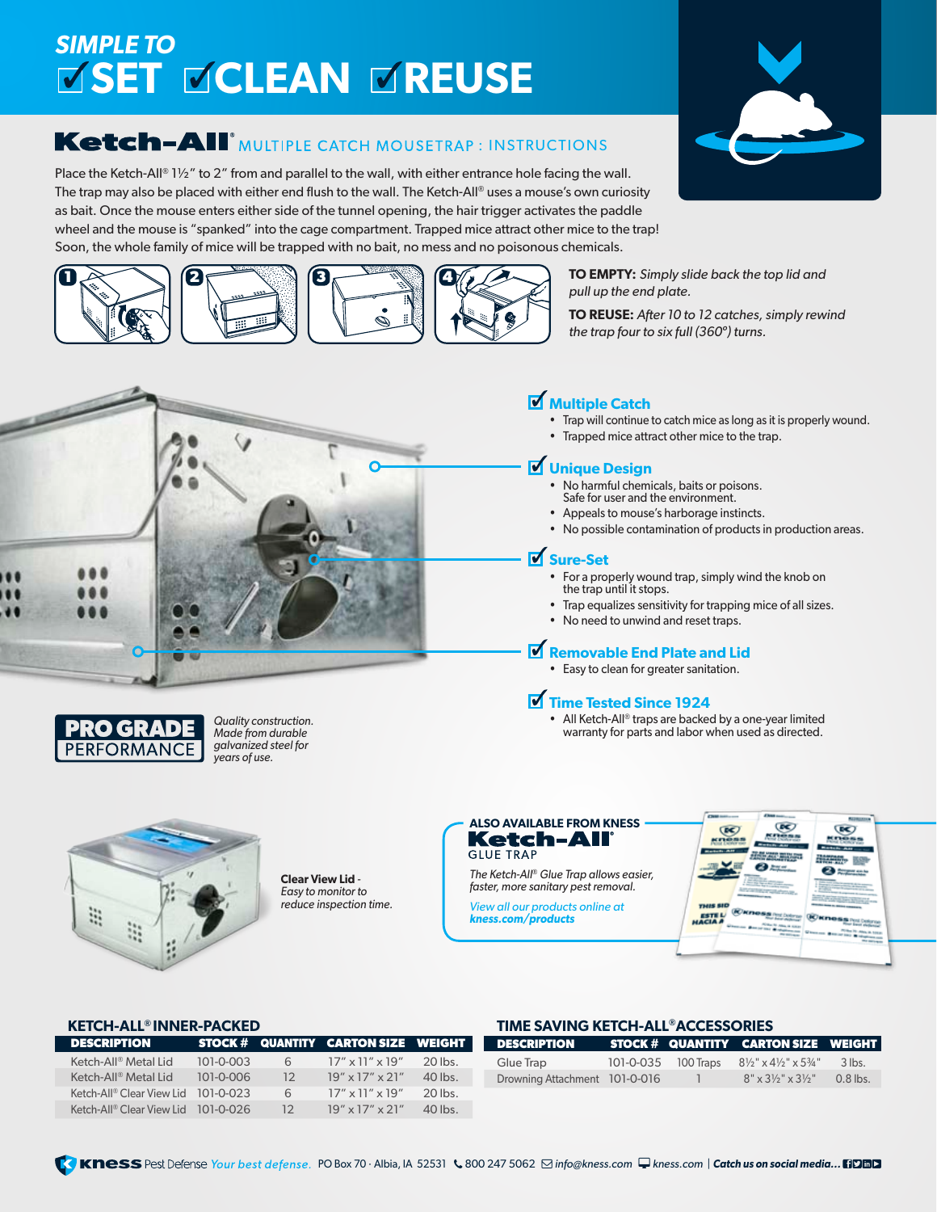# SIMPLE TO ☑SET ☑CLEAN ☑REUSE

## Ketch-All® MULTIPLE CATCH MOUSETRAP : INSTRUCTIONS

Place the Ketch-All® 1½" to 2" from and parallel to the wall, with either entrance hole facing the wall. The trap may also be placed with either end flush to the wall. The Ketch-All® uses a mouse's own curiosity as bait. Once the mouse enters either side of the tunnel opening, the hair trigger activates the paddle wheel and the mouse is "spanked" into the cage compartment. Trapped mice attract other mice to the trap! Soon, the whole family of mice will be trapped with no bait, no mess and no poisonous chemicals.

1 2 3 4

**TO EMPTY:** *Simply slide back the top lid and pull up the end plate.*

**TO REUSE:** *After 10 to 12 catches, simply rewind the trap four to six full (360°) turns.*

### ☑ Multiple Catch

- Trap will continue to catch mice as long as it is properly wound.
- Trapped mice attract other mice to the trap.

### ☑ Unique Design

- No harmful chemicals, baits or poisons. Safe for user and the environment.
- Appeals to mouse's harborage instincts.
- No possible contamination of products in production areas.

### ☑ Sure-Set

- For a properly wound trap, simply wind the knob on the trap until it stops.
- Trap equalizes sensitivity for trapping mice of all sizes.
- No need to unwind and reset traps.

### ☑ Removable End Plate and Lid

- Easy to clean for greater sanitation.

### ☑ Time Tested Since 1924

- All Ketch-All® traps are backed by a one-year limited warranty for parts and labor when used as directed.

**PRO GRADE PERFORMANCE** *Quality construction. Made from durable galvanized steel for years of use.*

**Clear View Lid** - *Easy to monitor to reduce inspection time.*

**ALSO AVAILABLE FROM KNESS**
**Ketch-All®** GLUE TRAP

*The Ketch-All® Glue Trap allows easier, faster, more sanitary pest removal.*

*View all our products online at* ***kness.com/products***

### KETCH-ALL® INNER-PACKED

| DESCRIPTION | STOCK # | QUANTITY | CARTON SIZE | WEIGHT |
|---|---|---|---|---|
| Ketch-All® Metal Lid | 101-0-003 | 6 | 17" x 11" x 19" | 20 lbs. |
| Ketch-All® Metal Lid | 101-0-006 | 12 | 19" x 17" x 21" | 40 lbs. |
| Ketch-All® Clear View Lid | 101-0-023 | 6 | 17" x 11" x 19" | 20 lbs. |
| Ketch-All® Clear View Lid | 101-0-026 | 12 | 19" x 17" x 21" | 40 lbs. |

### TIME SAVING KETCH-ALL® ACCESSORIES

| DESCRIPTION | STOCK # | QUANTITY | CARTON SIZE | WEIGHT |
|---|---|---|---|---|
| Glue Trap | 101-0-035 | 100 Traps | 8½" x 4½" x 5¾" | 3 lbs. |
| Drowning Attachment | 101-0-016 | 1 | 8" x 3½" x 3½" | 0.8 lbs. |

**Kness** Pest Defense *Your best defense.* PO Box 70 · Albia, IA 52531 800 247 5062 info@kness.com kness.com | ***Catch us on social media...***